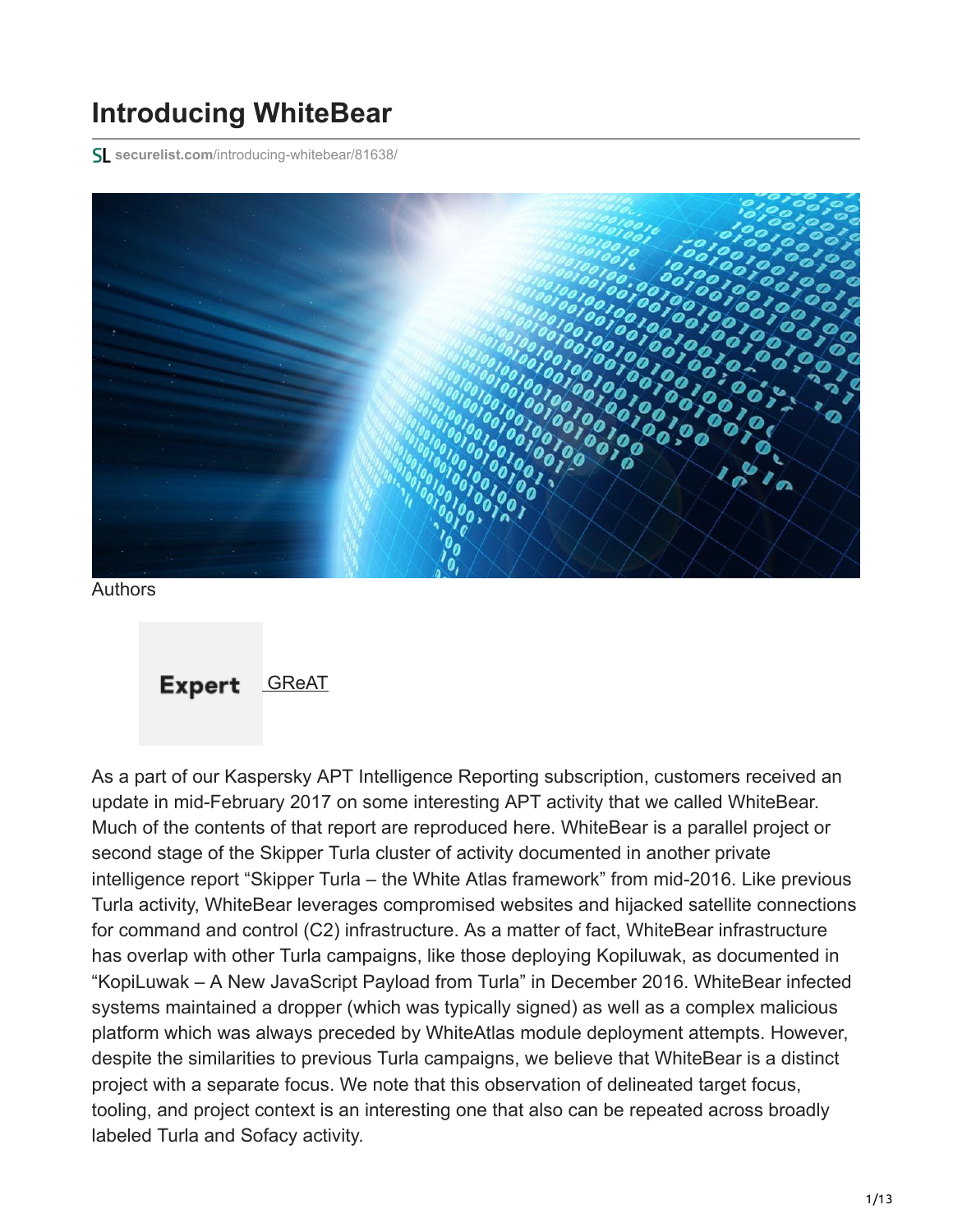# Introducing WhiteBear

securelist.com/introducing-whitebear/81638/

Authors

Expert GReAT

As a part of our Kaspersky APT Intelligence Reporting subscription, customers received an update in mid-February 2017 on some interesting APT activity that we called WhiteBear. Much of the contents of that report are reproduced here. WhiteBear is a parallel project or second stage of the Skipper Turla cluster of activity documented in another private intelligence report "Skipper Turla – the White Atlas framework" from mid-2016. Like previous Turla activity, WhiteBear leverages compromised websites and hijacked satellite connections for command and control (C2) infrastructure. As a matter of fact, WhiteBear infrastructure has overlap with other Turla campaigns, like those deploying Kopiluwak, as documented in "KopiLuwak – A New JavaScript Payload from Turla" in December 2016. WhiteBear infected systems maintained a dropper (which was typically signed) as well as a complex malicious platform which was always preceded by WhiteAtlas module deployment attempts. However, despite the similarities to previous Turla campaigns, we believe that WhiteBear is a distinct project with a separate focus. We note that this observation of delineated target focus, tooling, and project context is an interesting one that also can be repeated across broadly labeled Turla and Sofacy activity.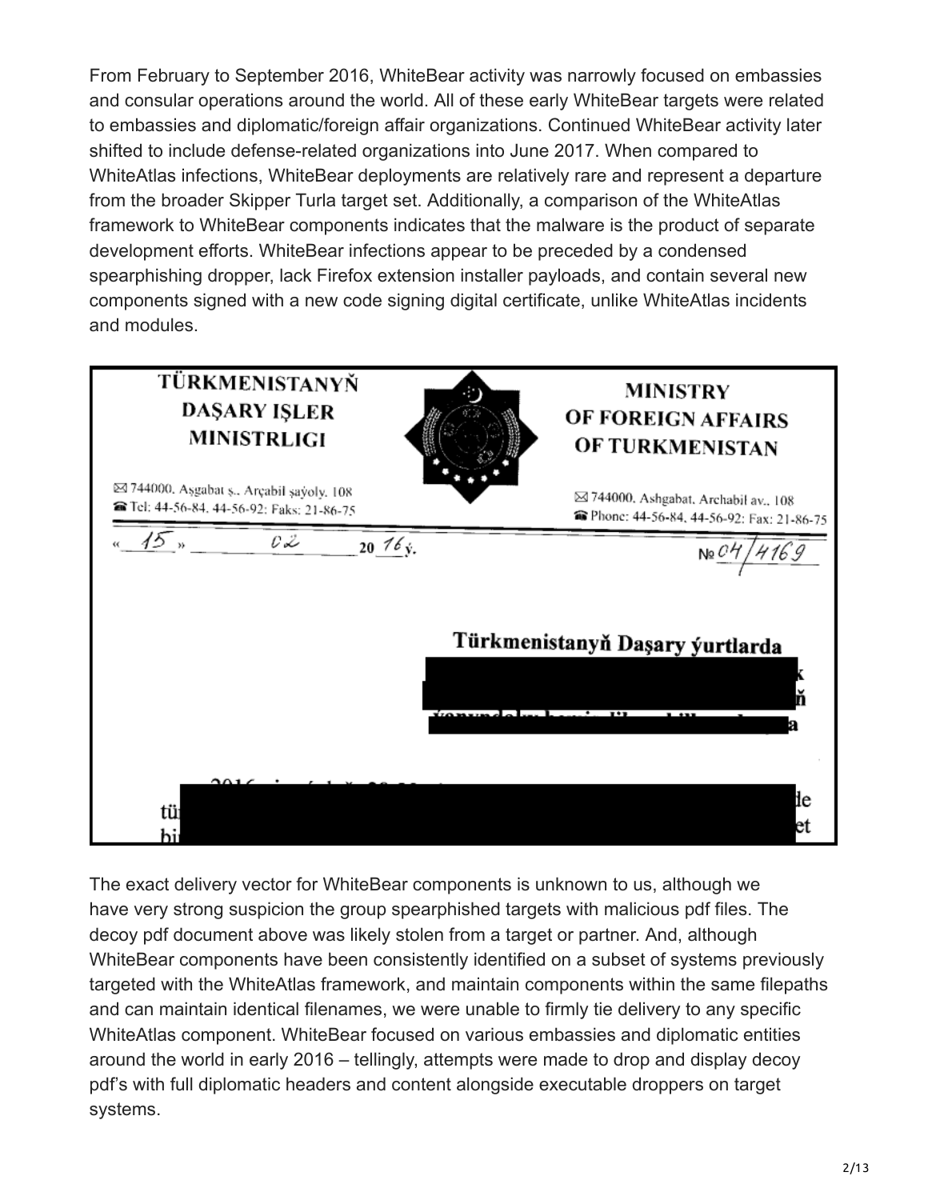From February to September 2016, WhiteBear activity was narrowly focused on embassies and consular operations around the world. All of these early WhiteBear targets were related to embassies and diplomatic/foreign affair organizations. Continued WhiteBear activity later shifted to include defense-related organizations into June 2017. When compared to WhiteAtlas infections, WhiteBear deployments are relatively rare and represent a departure from the broader Skipper Turla target set. Additionally, a comparison of the WhiteAtlas framework to WhiteBear components indicates that the malware is the product of separate development efforts. WhiteBear infections appear to be preceded by a condensed spearphishing dropper, lack Firefox extension installer payloads, and contain several new components signed with a new code signing digital certificate, unlike WhiteAtlas incidents and modules.

TÜRKMENISTANYŇ DAŞARY IŞLER MINISTRLIGI

744000, Aşgabat ş., Arçabil şaýoly, 108
Tel: 44-56-84, 44-56-92; Faks: 21-86-75

MINISTRY OF FOREIGN AFFAIRS OF TURKMENISTAN

744000, Ashgabat, Archabil av., 108
Phone: 44-56-84, 44-56-92; Fax: 21-86-75

« 15 » 02 2016 ý. № 04/4169

Türkmenistanyň Daşary ýurtlarda

The exact delivery vector for WhiteBear components is unknown to us, although we have very strong suspicion the group spearphished targets with malicious pdf files. The decoy pdf document above was likely stolen from a target or partner. And, although WhiteBear components have been consistently identified on a subset of systems previously targeted with the WhiteAtlas framework, and maintain components within the same filepaths and can maintain identical filenames, we were unable to firmly tie delivery to any specific WhiteAtlas component. WhiteBear focused on various embassies and diplomatic entities around the world in early 2016 – tellingly, attempts were made to drop and display decoy pdf's with full diplomatic headers and content alongside executable droppers on target systems.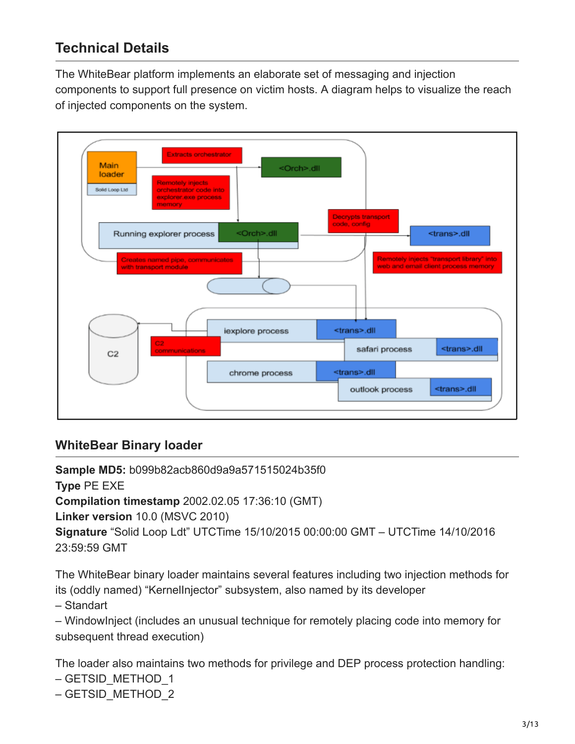## Technical Details

The WhiteBear platform implements an elaborate set of messaging and injection components to support full presence on victim hosts. A diagram helps to visualize the reach of injected components on the system.

## WhiteBear Binary loader

**Sample MD5:** b099b82acb860d9a9a571515024b35f0
**Type** PE EXE
**Compilation timestamp** 2002.02.05 17:36:10 (GMT)
**Linker version** 10.0 (MSVC 2010)
**Signature** “Solid Loop Ldt” UTCTime 15/10/2015 00:00:00 GMT – UTCTime 14/10/2016 23:59:59 GMT

The WhiteBear binary loader maintains several features including two injection methods for its (oddly named) “KernelInjector” subsystem, also named by its developer
– Standart
– WindowInject (includes an unusual technique for remotely placing code into memory for subsequent thread execution)

The loader also maintains two methods for privilege and DEP process protection handling:
– GETSID_METHOD_1
– GETSID_METHOD_2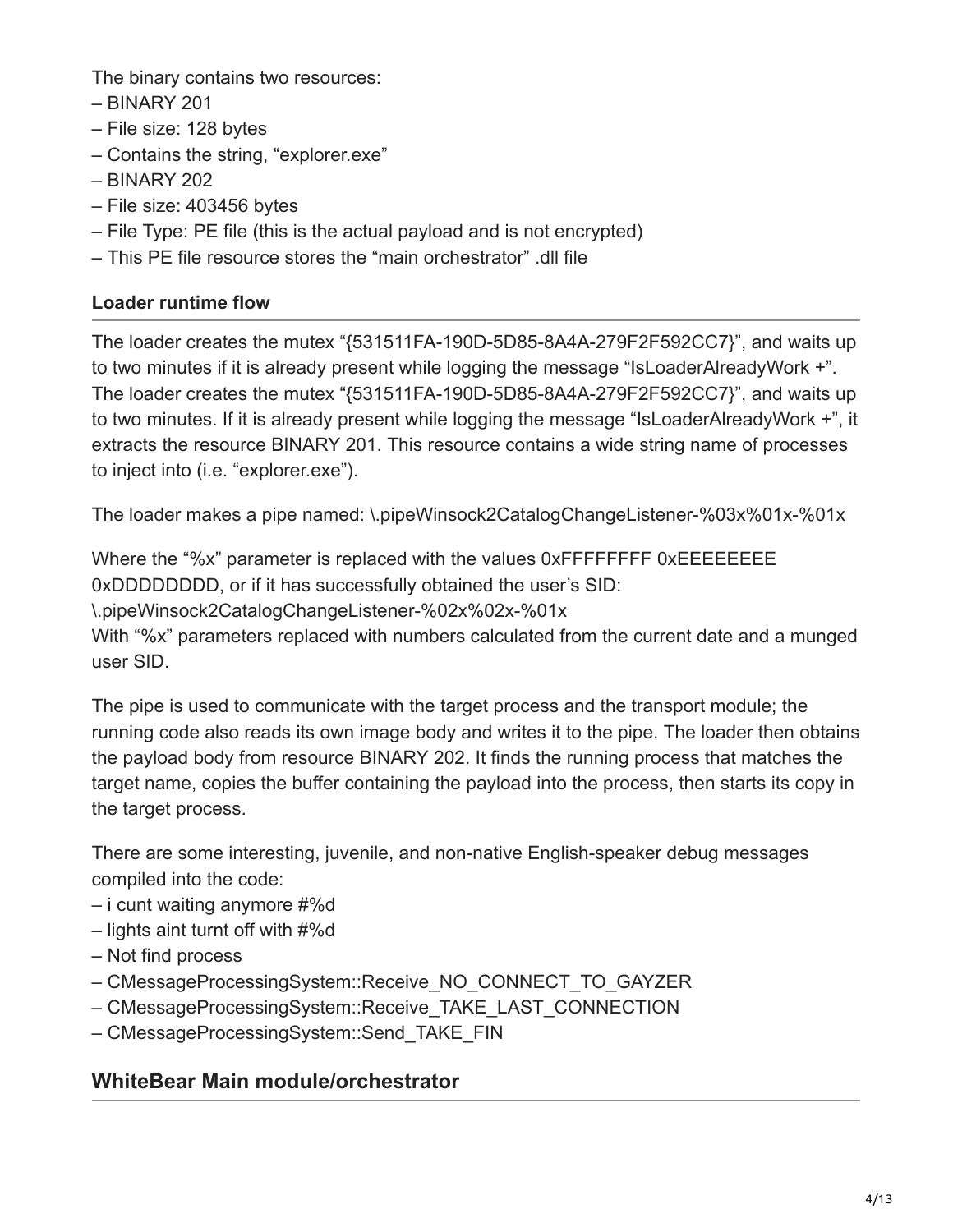The binary contains two resources:

– BINARY 201
– File size: 128 bytes
– Contains the string, “explorer.exe”
– BINARY 202
– File size: 403456 bytes
– File Type: PE file (this is the actual payload and is not encrypted)
– This PE file resource stores the “main orchestrator” .dll file

### Loader runtime flow

The loader creates the mutex “{531511FA-190D-5D85-8A4A-279F2F592CC7}”, and waits up to two minutes if it is already present while logging the message “IsLoaderAlreadyWork +”. The loader creates the mutex “{531511FA-190D-5D85-8A4A-279F2F592CC7}”, and waits up to two minutes. If it is already present while logging the message “IsLoaderAlreadyWork +”, it extracts the resource BINARY 201. This resource contains a wide string name of processes to inject into (i.e. “explorer.exe”).

The loader makes a pipe named: \.pipeWinsock2CatalogChangeListener-%03x%01x-%01x

Where the “%x” parameter is replaced with the values 0xFFFFFFFF 0xEEEEEEEE 0xDDDDDDDD, or if it has successfully obtained the user’s SID:
\.pipeWinsock2CatalogChangeListener-%02x%02x-%01x
With “%x” parameters replaced with numbers calculated from the current date and a munged user SID.

The pipe is used to communicate with the target process and the transport module; the running code also reads its own image body and writes it to the pipe. The loader then obtains the payload body from resource BINARY 202. It finds the running process that matches the target name, copies the buffer containing the payload into the process, then starts its copy in the target process.

There are some interesting, juvenile, and non-native English-speaker debug messages compiled into the code:

– i cunt waiting anymore #%d
– lights aint turnt off with #%d
– Not find process
– CMessageProcessingSystem::Receive_NO_CONNECT_TO_GAYZER
– CMessageProcessingSystem::Receive_TAKE_LAST_CONNECTION
– CMessageProcessingSystem::Send_TAKE_FIN

## WhiteBear Main module/orchestrator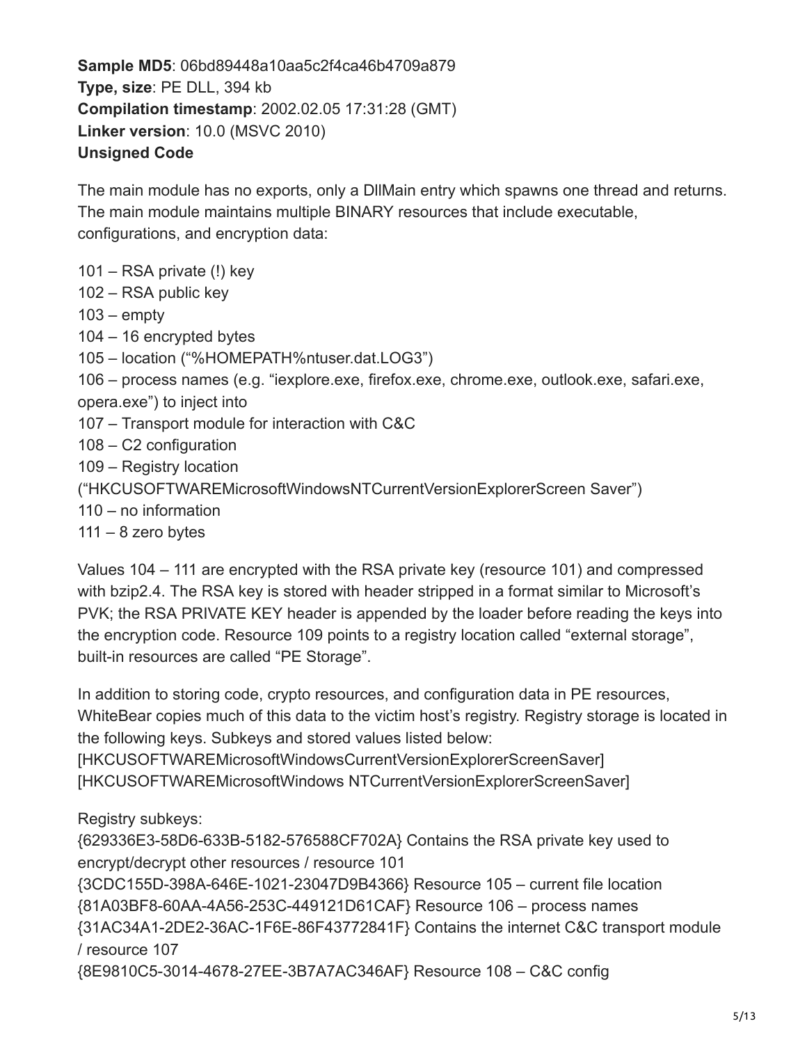**Sample MD5**: 06bd89448a10aa5c2f4ca46b4709a879
**Type, size**: PE DLL, 394 kb
**Compilation timestamp**: 2002.02.05 17:31:28 (GMT)
**Linker version**: 10.0 (MSVC 2010)
**Unsigned Code**

The main module has no exports, only a DllMain entry which spawns one thread and returns. The main module maintains multiple BINARY resources that include executable, configurations, and encryption data:

101 – RSA private (!) key
102 – RSA public key
103 – empty
104 – 16 encrypted bytes
105 – location ("%HOMEPATH%ntuser.dat.LOG3")
106 – process names (e.g. "iexplore.exe, firefox.exe, chrome.exe, outlook.exe, safari.exe, opera.exe") to inject into
107 – Transport module for interaction with C&C
108 – C2 configuration
109 – Registry location ("HKCUSOFTWAREMicrosoftWindowsNTCurrentVersionExplorerScreen Saver")
110 – no information
111 – 8 zero bytes

Values 104 – 111 are encrypted with the RSA private key (resource 101) and compressed with bzip2.4. The RSA key is stored with header stripped in a format similar to Microsoft's PVK; the RSA PRIVATE KEY header is appended by the loader before reading the keys into the encryption code. Resource 109 points to a registry location called "external storage", built-in resources are called "PE Storage".

In addition to storing code, crypto resources, and configuration data in PE resources, WhiteBear copies much of this data to the victim host's registry. Registry storage is located in the following keys. Subkeys and stored values listed below:
[HKCUSOFTWAREMicrosoftWindowsCurrentVersionExplorerScreenSaver]
[HKCUSOFTWAREMicrosoftWindows NTCurrentVersionExplorerScreenSaver]

Registry subkeys:
{629336E3-58D6-633B-5182-576588CF702A} Contains the RSA private key used to encrypt/decrypt other resources / resource 101
{3CDC155D-398A-646E-1021-23047D9B4366} Resource 105 – current file location
{81A03BF8-60AA-4A56-253C-449121D61CAF} Resource 106 – process names
{31AC34A1-2DE2-36AC-1F6E-86F43772841F} Contains the internet C&C transport module / resource 107
{8E9810C5-3014-4678-27EE-3B7A7AC346AF} Resource 108 – C&C config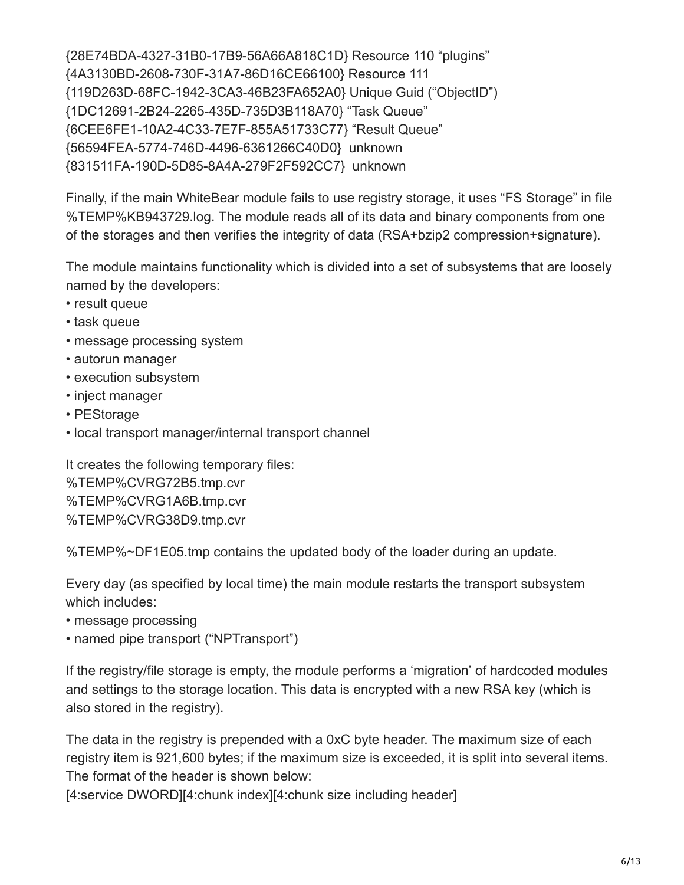{28E74BDA-4327-31B0-17B9-56A66A818C1D} Resource 110 "plugins"
{4A3130BD-2608-730F-31A7-86D16CE66100} Resource 111
{119D263D-68FC-1942-3CA3-46B23FA652A0} Unique Guid ("ObjectID")
{1DC12691-2B24-2265-435D-735D3B118A70} "Task Queue"
{6CEE6FE1-10A2-4C33-7E7F-855A51733C77} "Result Queue"
{56594FEA-5774-746D-4496-6361266C40D0} unknown
{831511FA-190D-5D85-8A4A-279F2F592CC7} unknown

Finally, if the main WhiteBear module fails to use registry storage, it uses "FS Storage" in file %TEMP%KB943729.log. The module reads all of its data and binary components from one of the storages and then verifies the integrity of data (RSA+bzip2 compression+signature).

The module maintains functionality which is divided into a set of subsystems that are loosely named by the developers:

- result queue
- task queue
- message processing system
- autorun manager
- execution subsystem
- inject manager
- PEStorage
- local transport manager/internal transport channel

It creates the following temporary files:
%TEMP%CVRG72B5.tmp.cvr
%TEMP%CVRG1A6B.tmp.cvr
%TEMP%CVRG38D9.tmp.cvr

%TEMP%~DF1E05.tmp contains the updated body of the loader during an update.

Every day (as specified by local time) the main module restarts the transport subsystem which includes:

- message processing
- named pipe transport ("NPTransport")

If the registry/file storage is empty, the module performs a 'migration' of hardcoded modules and settings to the storage location. This data is encrypted with a new RSA key (which is also stored in the registry).

The data in the registry is prepended with a 0xC byte header. The maximum size of each registry item is 921,600 bytes; if the maximum size is exceeded, it is split into several items. The format of the header is shown below:
[4:service DWORD][4:chunk index][4:chunk size including header]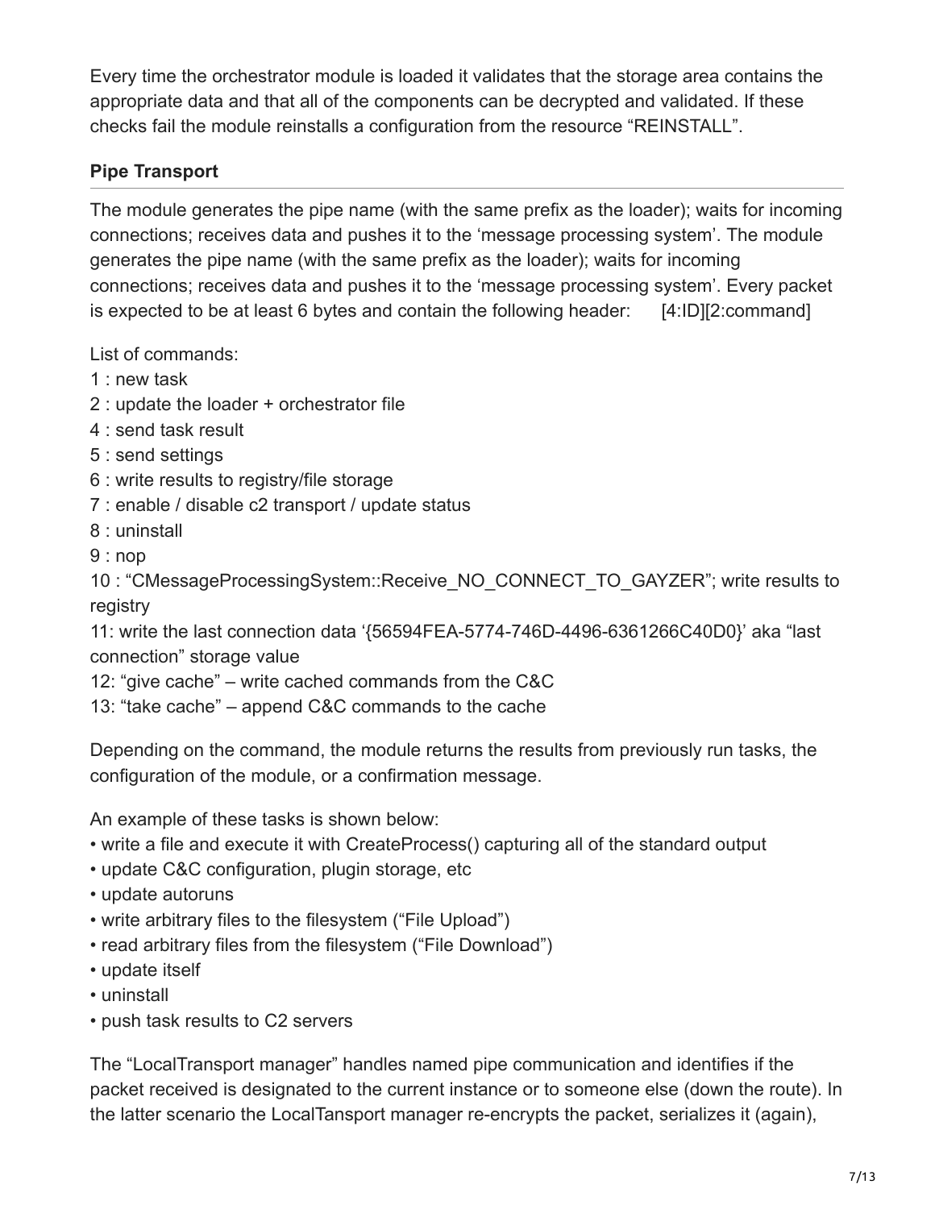Every time the orchestrator module is loaded it validates that the storage area contains the appropriate data and that all of the components can be decrypted and validated. If these checks fail the module reinstalls a configuration from the resource "REINSTALL".

### Pipe Transport

The module generates the pipe name (with the same prefix as the loader); waits for incoming connections; receives data and pushes it to the 'message processing system'. The module generates the pipe name (with the same prefix as the loader); waits for incoming connections; receives data and pushes it to the 'message processing system'. Every packet is expected to be at least 6 bytes and contain the following header: [4:ID][2:command]

List of commands:
1 : new task
2 : update the loader + orchestrator file
4 : send task result
5 : send settings
6 : write results to registry/file storage
7 : enable / disable c2 transport / update status
8 : uninstall
9 : nop
10 : "CMessageProcessingSystem::Receive_NO_CONNECT_TO_GAYZER"; write results to registry
11: write the last connection data '{56594FEA-5774-746D-4496-6361266C40D0}' aka "last connection" storage value
12: "give cache" – write cached commands from the C&C
13: "take cache" – append C&C commands to the cache

Depending on the command, the module returns the results from previously run tasks, the configuration of the module, or a confirmation message.

An example of these tasks is shown below:
• write a file and execute it with CreateProcess() capturing all of the standard output
• update C&C configuration, plugin storage, etc
• update autoruns
• write arbitrary files to the filesystem ("File Upload")
• read arbitrary files from the filesystem ("File Download")
• update itself
• uninstall
• push task results to C2 servers

The "LocalTransport manager" handles named pipe communication and identifies if the packet received is designated to the current instance or to someone else (down the route). In the latter scenario the LocalTansport manager re-encrypts the packet, serializes it (again),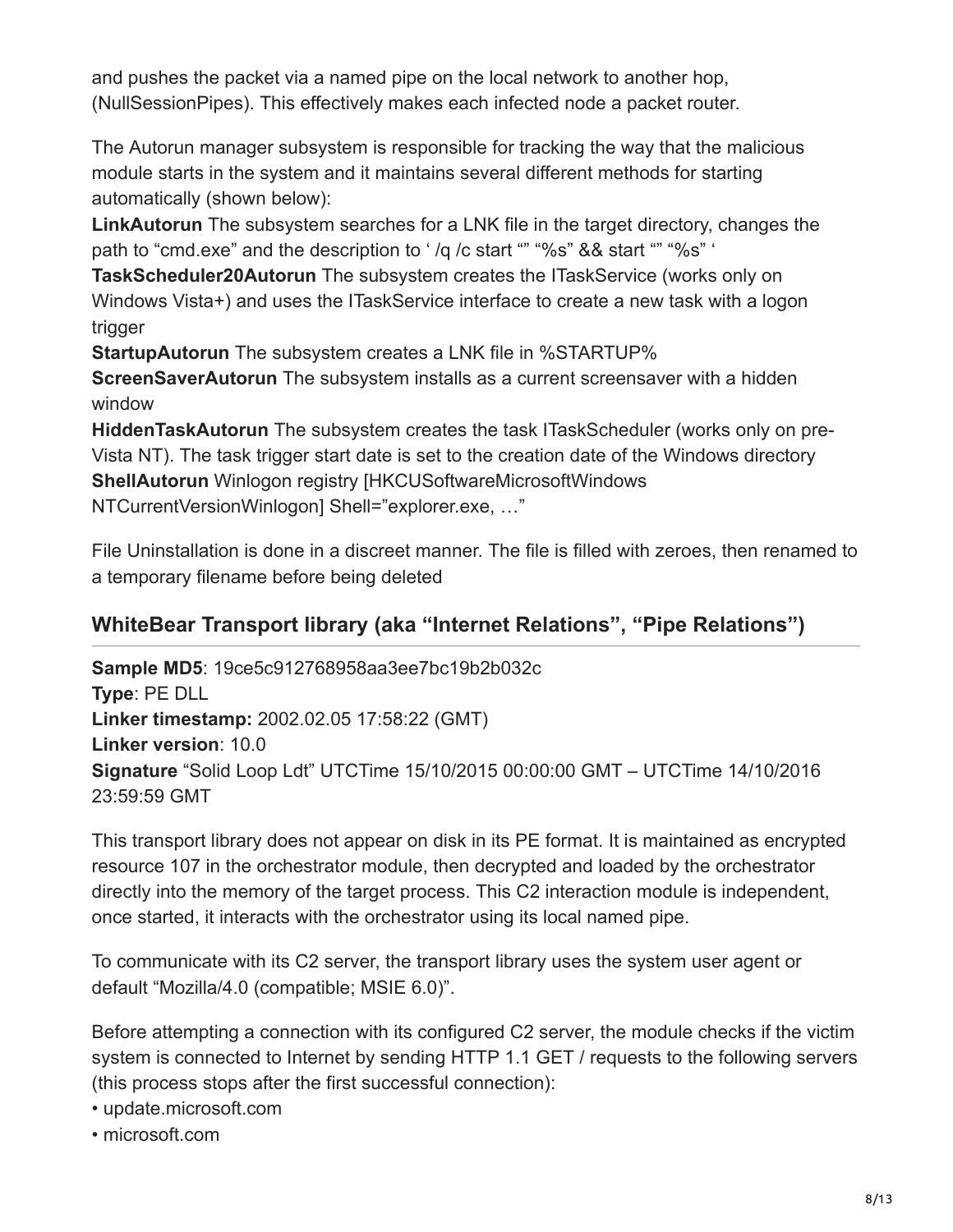and pushes the packet via a named pipe on the local network to another hop, (NullSessionPipes). This effectively makes each infected node a packet router.

The Autorun manager subsystem is responsible for tracking the way that the malicious module starts in the system and it maintains several different methods for starting automatically (shown below):

**LinkAutorun** The subsystem searches for a LNK file in the target directory, changes the path to "cmd.exe" and the description to ' /q /c start "" "%s" && start "" "%s" '

**TaskScheduler20Autorun** The subsystem creates the ITaskService (works only on Windows Vista+) and uses the ITaskService interface to create a new task with a logon trigger

**StartupAutorun** The subsystem creates a LNK file in %STARTUP%

**ScreenSaverAutorun** The subsystem installs as a current screensaver with a hidden window

**HiddenTaskAutorun** The subsystem creates the task ITaskScheduler (works only on pre-Vista NT). The task trigger start date is set to the creation date of the Windows directory

**ShellAutorun** Winlogon registry [HKCUSoftwareMicrosoftWindows NTCurrentVersionWinlogon] Shell="explorer.exe, …"

File Uninstallation is done in a discreet manner. The file is filled with zeroes, then renamed to a temporary filename before being deleted

## WhiteBear Transport library (aka "Internet Relations", "Pipe Relations")

**Sample MD5**: 19ce5c912768958aa3ee7bc19b2b032c
**Type**: PE DLL
**Linker timestamp:** 2002.02.05 17:58:22 (GMT)
**Linker version**: 10.0
**Signature** "Solid Loop Ldt" UTCTime 15/10/2015 00:00:00 GMT – UTCTime 14/10/2016 23:59:59 GMT

This transport library does not appear on disk in its PE format. It is maintained as encrypted resource 107 in the orchestrator module, then decrypted and loaded by the orchestrator directly into the memory of the target process. This C2 interaction module is independent, once started, it interacts with the orchestrator using its local named pipe.

To communicate with its C2 server, the transport library uses the system user agent or default "Mozilla/4.0 (compatible; MSIE 6.0)".

Before attempting a connection with its configured C2 server, the module checks if the victim system is connected to Internet by sending HTTP 1.1 GET / requests to the following servers (this process stops after the first successful connection):

- update.microsoft.com
- microsoft.com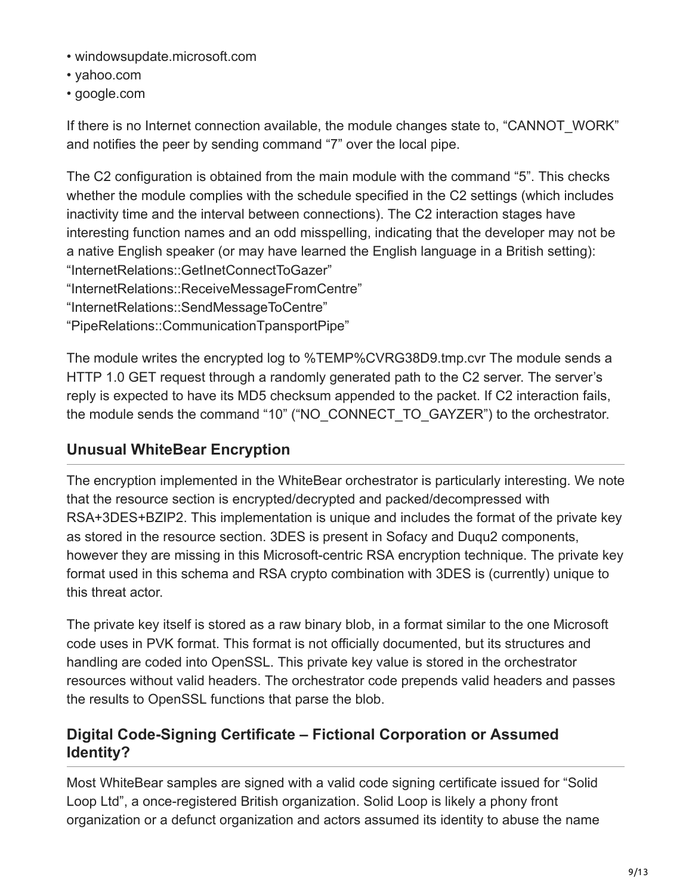- windowsupdate.microsoft.com
- yahoo.com
- google.com

If there is no Internet connection available, the module changes state to, "CANNOT_WORK" and notifies the peer by sending command "7" over the local pipe.

The C2 configuration is obtained from the main module with the command "5". This checks whether the module complies with the schedule specified in the C2 settings (which includes inactivity time and the interval between connections). The C2 interaction stages have interesting function names and an odd misspelling, indicating that the developer may not be a native English speaker (or may have learned the English language in a British setting):
"InternetRelations::GetInetConnectToGazer"
"InternetRelations::ReceiveMessageFromCentre"
"InternetRelations::SendMessageToCentre"
"PipeRelations::CommunicationTpansportPipe"

The module writes the encrypted log to %TEMP%CVRG38D9.tmp.cvr The module sends a HTTP 1.0 GET request through a randomly generated path to the C2 server. The server's reply is expected to have its MD5 checksum appended to the packet. If C2 interaction fails, the module sends the command "10" ("NO_CONNECT_TO_GAYZER") to the orchestrator.

## Unusual WhiteBear Encryption

The encryption implemented in the WhiteBear orchestrator is particularly interesting. We note that the resource section is encrypted/decrypted and packed/decompressed with RSA+3DES+BZIP2. This implementation is unique and includes the format of the private key as stored in the resource section. 3DES is present in Sofacy and Duqu2 components, however they are missing in this Microsoft-centric RSA encryption technique. The private key format used in this schema and RSA crypto combination with 3DES is (currently) unique to this threat actor.

The private key itself is stored as a raw binary blob, in a format similar to the one Microsoft code uses in PVK format. This format is not officially documented, but its structures and handling are coded into OpenSSL. This private key value is stored in the orchestrator resources without valid headers. The orchestrator code prepends valid headers and passes the results to OpenSSL functions that parse the blob.

## Digital Code-Signing Certificate – Fictional Corporation or Assumed Identity?

Most WhiteBear samples are signed with a valid code signing certificate issued for "Solid Loop Ltd", a once-registered British organization. Solid Loop is likely a phony front organization or a defunct organization and actors assumed its identity to abuse the name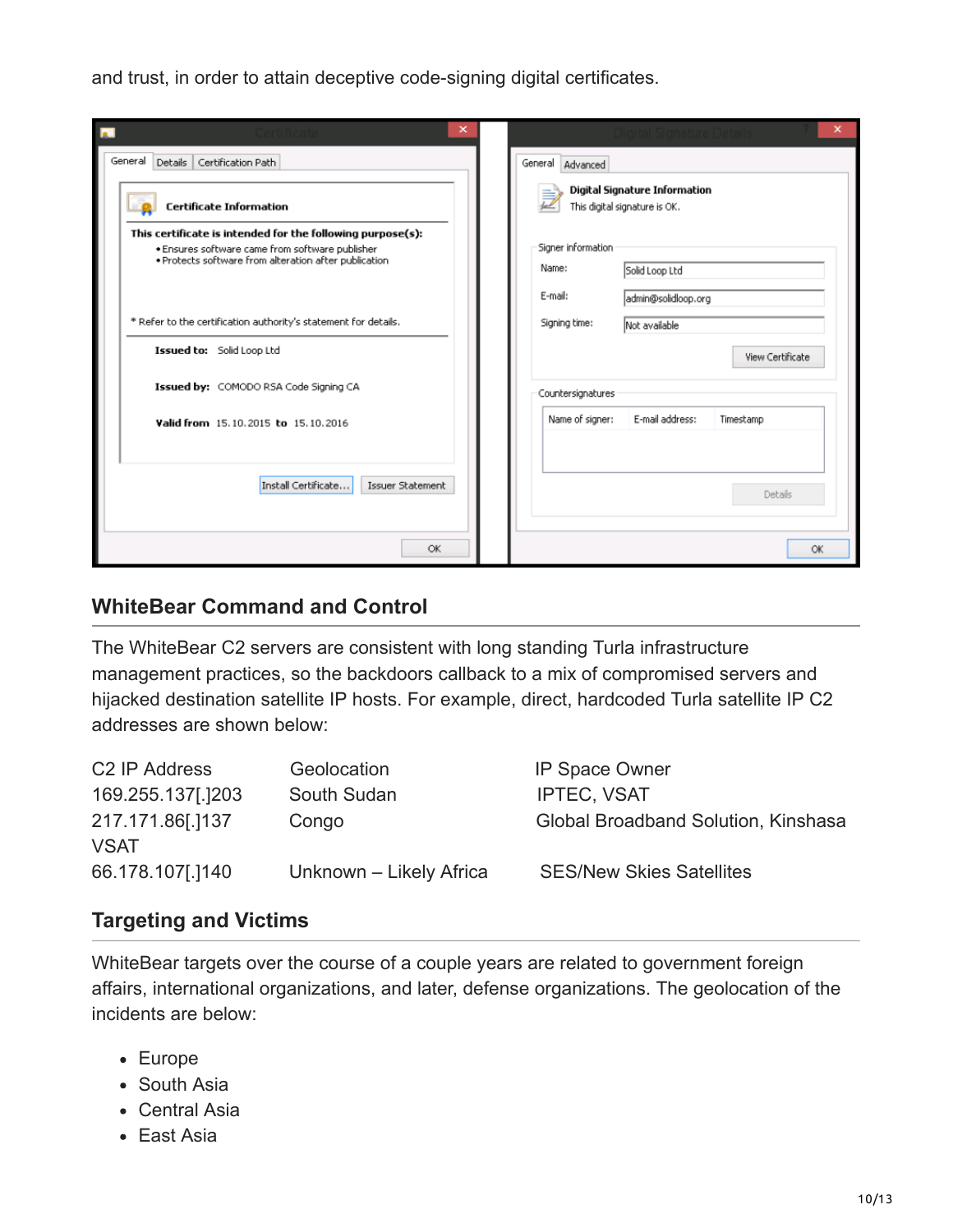and trust, in order to attain deceptive code-signing digital certificates.

## WhiteBear Command and Control

The WhiteBear C2 servers are consistent with long standing Turla infrastructure management practices, so the backdoors callback to a mix of compromised servers and hijacked destination satellite IP hosts. For example, direct, hardcoded Turla satellite IP C2 addresses are shown below:

| C2 IP Address | Geolocation | IP Space Owner |
| --- | --- | --- |
| 169.255.137[.]203 | South Sudan | IPTEC, VSAT |
| 217.171.86[.]137 | Congo | Global Broadband Solution, Kinshasa VSAT |
| 66.178.107[.]140 | Unknown – Likely Africa | SES/New Skies Satellites |

## Targeting and Victims

WhiteBear targets over the course of a couple years are related to government foreign affairs, international organizations, and later, defense organizations. The geolocation of the incidents are below:

- Europe
- South Asia
- Central Asia
- East Asia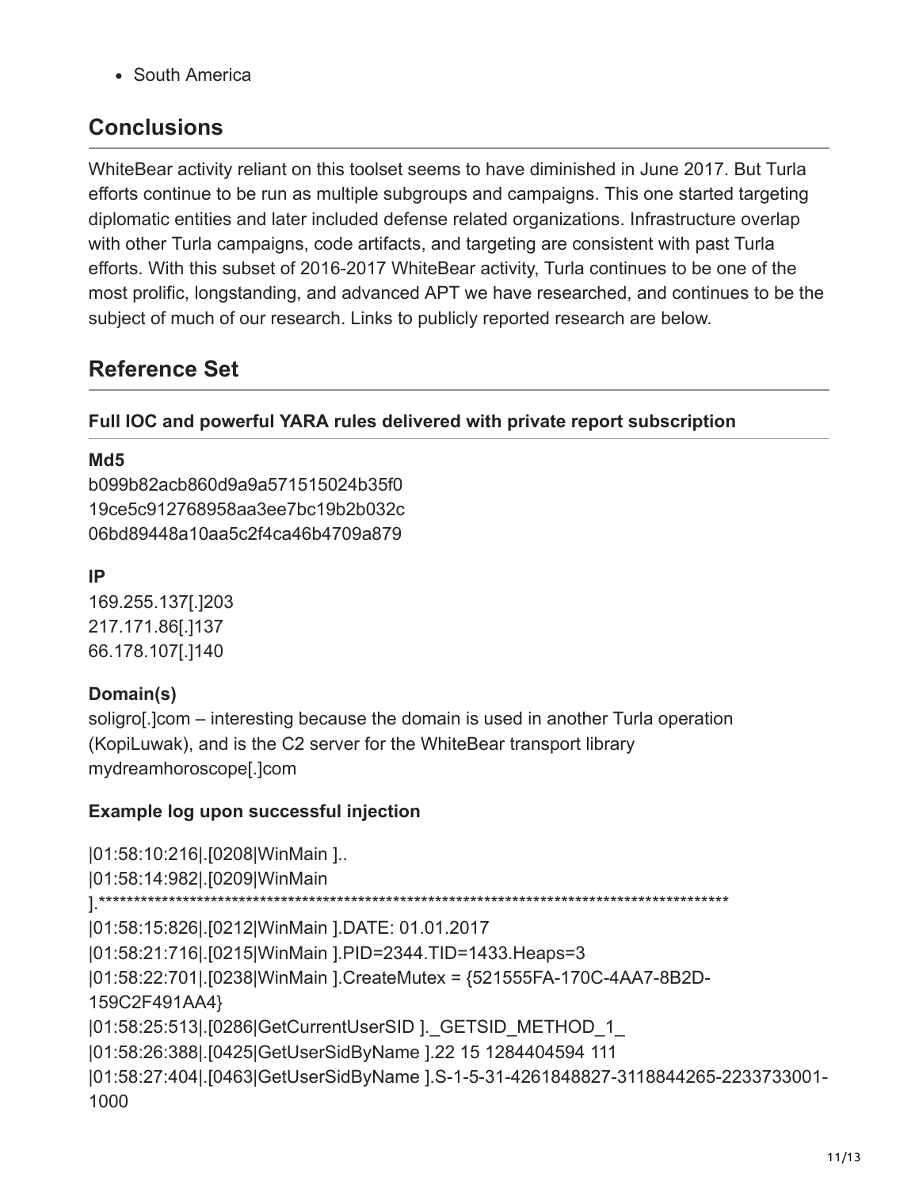- South America

## Conclusions

WhiteBear activity reliant on this toolset seems to have diminished in June 2017. But Turla efforts continue to be run as multiple subgroups and campaigns. This one started targeting diplomatic entities and later included defense related organizations. Infrastructure overlap with other Turla campaigns, code artifacts, and targeting are consistent with past Turla efforts. With this subset of 2016-2017 WhiteBear activity, Turla continues to be one of the most prolific, longstanding, and advanced APT we have researched, and continues to be the subject of much of our research. Links to publicly reported research are below.

## Reference Set

### Full IOC and powerful YARA rules delivered with private report subscription

#### Md5

b099b82acb860d9a9a571515024b35f0
19ce5c912768958aa3ee7bc19b2b032c
06bd89448a10aa5c2f4ca46b4709a879

#### IP

169.255.137[.]203
217.171.86[.]137
66.178.107[.]140

#### Domain(s)

soligro[.]com – interesting because the domain is used in another Turla operation (KopiLuwak), and is the C2 server for the WhiteBear transport library
mydreamhoroscope[.]com

#### Example log upon successful injection

```
|01:58:10:216|.[0208|WinMain ]..
|01:58:14:982|.[0209|WinMain
].*********************************************************************************************
|01:58:15:826|.[0212|WinMain ].DATE: 01.01.2017
|01:58:21:716|.[0215|WinMain ].PID=2344.TID=1433.Heaps=3
|01:58:22:701|.[0238|WinMain ].CreateMutex = {521555FA-170C-4AA7-8B2D-
159C2F491AA4}
|01:58:25:513|.[0286|GetCurrentUserSID ]._GETSID_METHOD_1_
|01:58:26:388|.[0425|GetUserSidByName ].22 15 1284404594 111
|01:58:27:404|.[0463|GetUserSidByName ].S-1-5-31-4261848827-3118844265-2233733001-
1000
```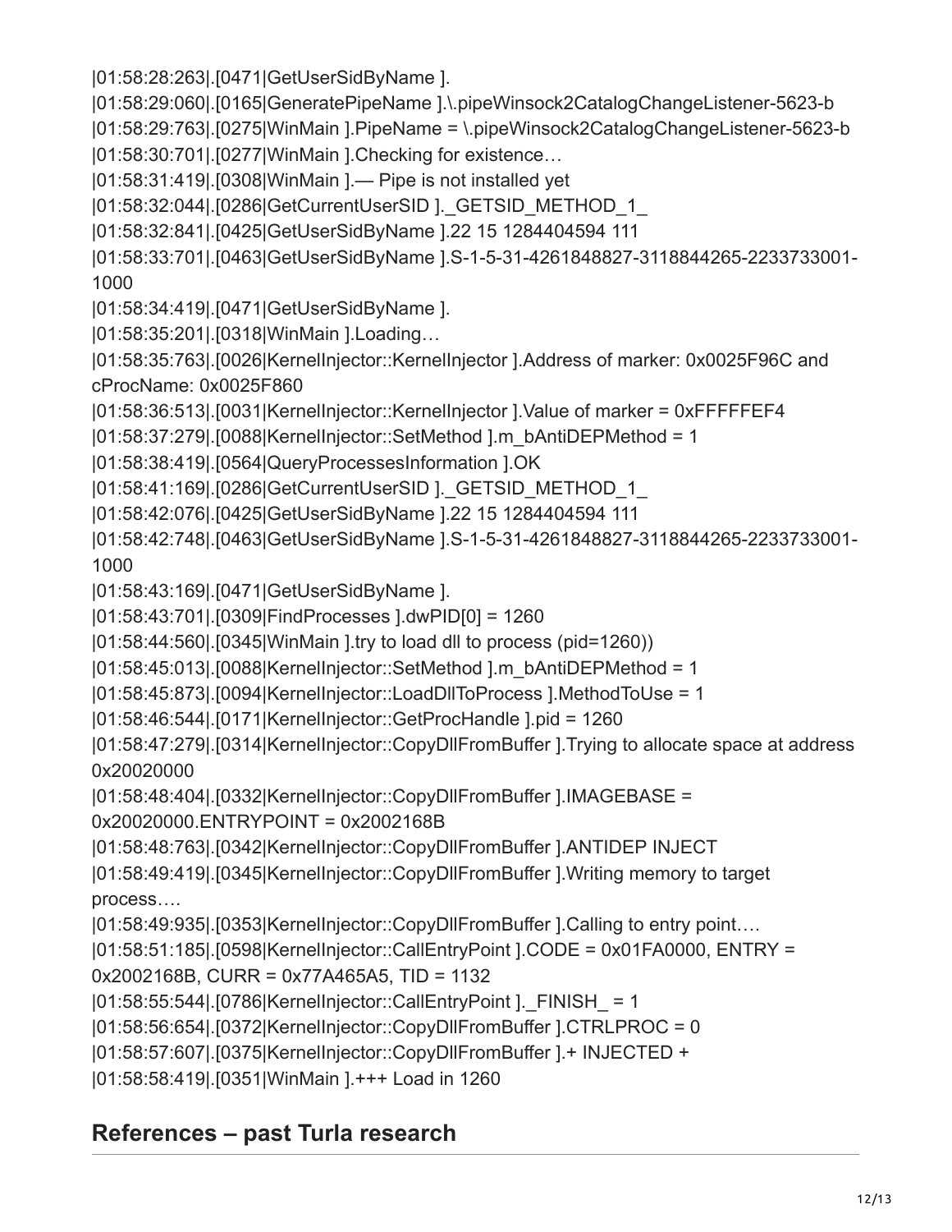```
|01:58:28:263|.[0471|GetUserSidByName ].
|01:58:29:060|.[0165|GeneratePipeName ].\.pipeWinsock2CatalogChangeListener-5623-b
|01:58:29:763|.[0275|WinMain ].PipeName = \.pipeWinsock2CatalogChangeListener-5623-b
|01:58:30:701|.[0277|WinMain ].Checking for existence…
|01:58:31:419|.[0308|WinMain ].— Pipe is not installed yet
|01:58:32:044|.[0286|GetCurrentUserSID ]._GETSID_METHOD_1_
|01:58:32:841|.[0425|GetUserSidByName ].22 15 1284404594 111
|01:58:33:701|.[0463|GetUserSidByName ].S-1-5-31-4261848827-3118844265-2233733001-1000
|01:58:34:419|.[0471|GetUserSidByName ].
|01:58:35:201|.[0318|WinMain ].Loading…
|01:58:35:763|.[0026|KernelInjector::KernelInjector ].Address of marker: 0x0025F96C and cProcName: 0x0025F860
|01:58:36:513|.[0031|KernelInjector::KernelInjector ].Value of marker = 0xFFFFFEF4
|01:58:37:279|.[0088|KernelInjector::SetMethod ].m_bAntiDEPMethod = 1
|01:58:38:419|.[0564|QueryProcessesInformation ].OK
|01:58:41:169|.[0286|GetCurrentUserSID ]._GETSID_METHOD_1_
|01:58:42:076|.[0425|GetUserSidByName ].22 15 1284404594 111
|01:58:42:748|.[0463|GetUserSidByName ].S-1-5-31-4261848827-3118844265-2233733001-1000
|01:58:43:169|.[0471|GetUserSidByName ].
|01:58:43:701|.[0309|FindProcesses ].dwPID[0] = 1260
|01:58:44:560|.[0345|WinMain ].try to load dll to process (pid=1260))
|01:58:45:013|.[0088|KernelInjector::SetMethod ].m_bAntiDEPMethod = 1
|01:58:45:873|.[0094|KernelInjector::LoadDllToProcess ].MethodToUse = 1
|01:58:46:544|.[0171|KernelInjector::GetProcHandle ].pid = 1260
|01:58:47:279|.[0314|KernelInjector::CopyDllFromBuffer ].Trying to allocate space at address 0x20020000
|01:58:48:404|.[0332|KernelInjector::CopyDllFromBuffer ].IMAGEBASE = 0x20020000.ENTRYPOINT = 0x2002168B
|01:58:48:763|.[0342|KernelInjector::CopyDllFromBuffer ].ANTIDEP INJECT
|01:58:49:419|.[0345|KernelInjector::CopyDllFromBuffer ].Writing memory to target process….
|01:58:49:935|.[0353|KernelInjector::CopyDllFromBuffer ].Calling to entry point….
|01:58:51:185|.[0598|KernelInjector::CallEntryPoint ].CODE = 0x01FA0000, ENTRY = 0x2002168B, CURR = 0x77A465A5, TID = 1132
|01:58:55:544|.[0786|KernelInjector::CallEntryPoint ]._FINISH_ = 1
|01:58:56:654|.[0372|KernelInjector::CopyDllFromBuffer ].CTRLPROC = 0
|01:58:57:607|.[0375|KernelInjector::CopyDllFromBuffer ].+ INJECTED +
|01:58:58:419|.[0351|WinMain ].+++ Load in 1260
```

## References – past Turla research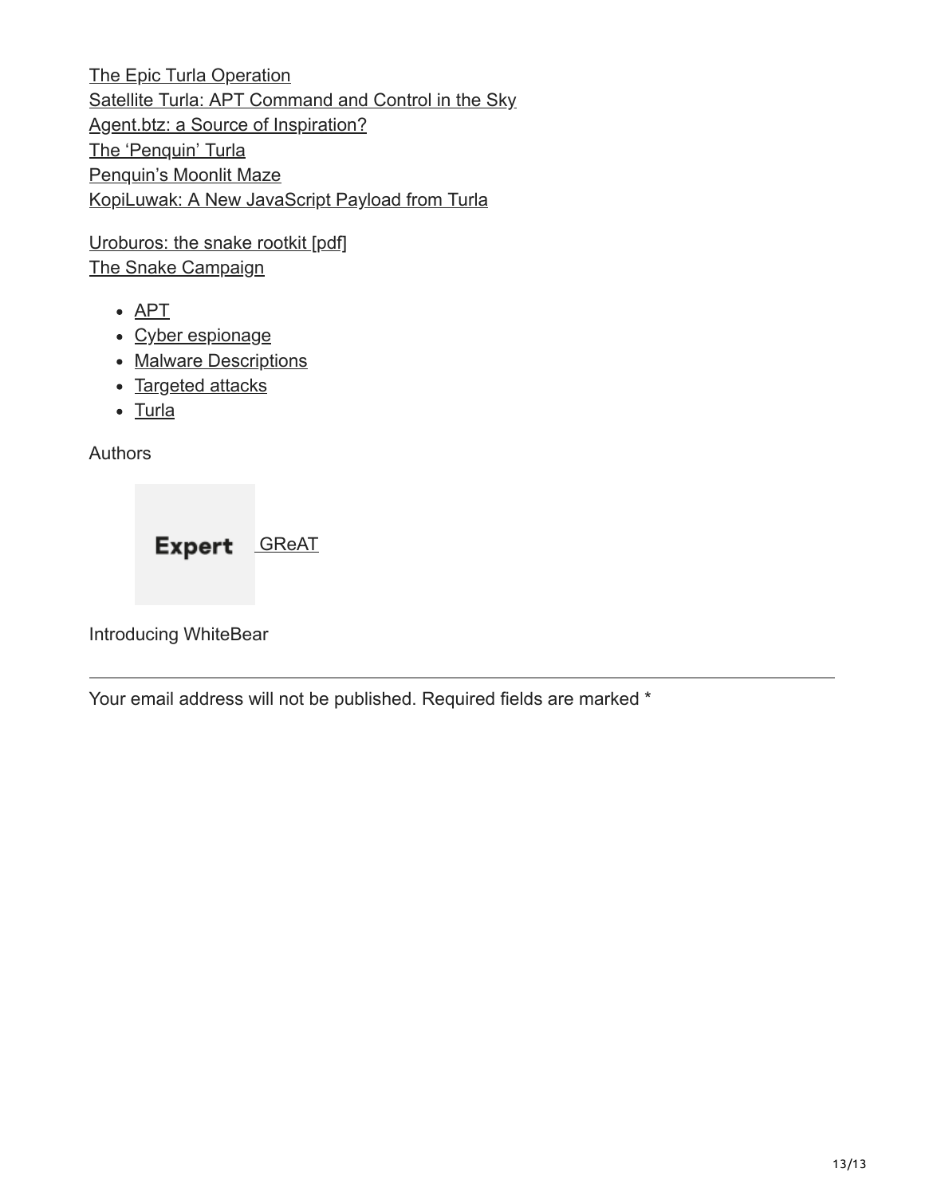The Epic Turla Operation
Satellite Turla: APT Command and Control in the Sky
Agent.btz: a Source of Inspiration?
The 'Penquin' Turla
Penquin's Moonlit Maze
KopiLuwak: A New JavaScript Payload from Turla

Uroburos: the snake rootkit [pdf]
The Snake Campaign

- APT
- Cyber espionage
- Malware Descriptions
- Targeted attacks
- Turla

Authors

Expert GReAT

Introducing WhiteBear

---

Your email address will not be published. Required fields are marked *